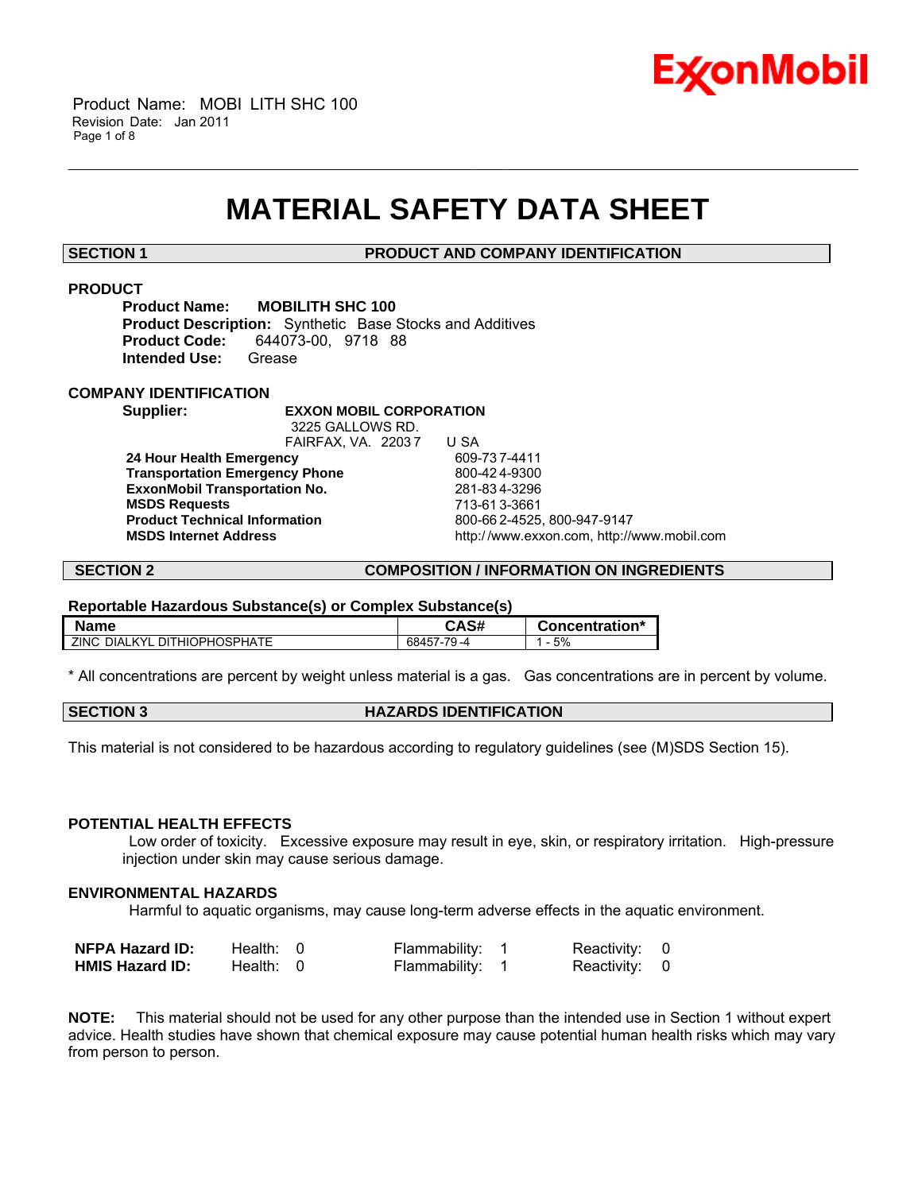# MATERIAL SAFETY DATA SHEET

## SECTION 1 PRODUCT AND COMPANY IDENTIFICATION

### PRODUCT

**Product Name:** MOBILITH SHC 100
**Product Description:** Synthetic Base Stocks and Additives
**Product Code:** 644073-00, 9718 88
**Intended Use:** Grease

### COMPANY IDENTIFICATION

**Supplier:** **EXXON MOBIL CORPORATION**
3225 GALLOWS RD.
FAIRFAX, VA. 22037 USA

| | |
|---|---|
| **24 Hour Health Emergency** | 609-737-4411 |
| **Transportation Emergency Phone** | 800-424-9300 |
| **ExxonMobil Transportation No.** | 281-834-3296 |
| **MSDS Requests** | 713-613-3661 |
| **Product Technical Information** | 800-662-4525, 800-947-9147 |
| **MSDS Internet Address** | http://www.exxon.com, http://www.mobil.com |

## SECTION 2 COMPOSITION / INFORMATION ON INGREDIENTS

**Reportable Hazardous Substance(s) or Complex Substance(s)**

| Name | CAS# | Concentration* |
|---|---|---|
| ZINC DIALKYL DITHIOPHOSPHATE | 68457-79-4 | 1 - 5% |

* All concentrations are percent by weight unless material is a gas. Gas concentrations are in percent by volume.

## SECTION 3 HAZARDS IDENTIFICATION

This material is not considered to be hazardous according to regulatory guidelines (see (M)SDS Section 15).

### POTENTIAL HEALTH EFFECTS

Low order of toxicity. Excessive exposure may result in eye, skin, or respiratory irritation. High-pressure injection under skin may cause serious damage.

### ENVIRONMENTAL HAZARDS

Harmful to aquatic organisms, may cause long-term adverse effects in the aquatic environment.

| | | | |
|---|---|---|---|
| **NFPA Hazard ID:** | Health: 0 | Flammability: 1 | Reactivity: 0 |
| **HMIS Hazard ID:** | Health: 0 | Flammability: 1 | Reactivity: 0 |

**NOTE:** This material should not be used for any other purpose than the intended use in Section 1 without expert advice. Health studies have shown that chemical exposure may cause potential human health risks which may vary from person to person.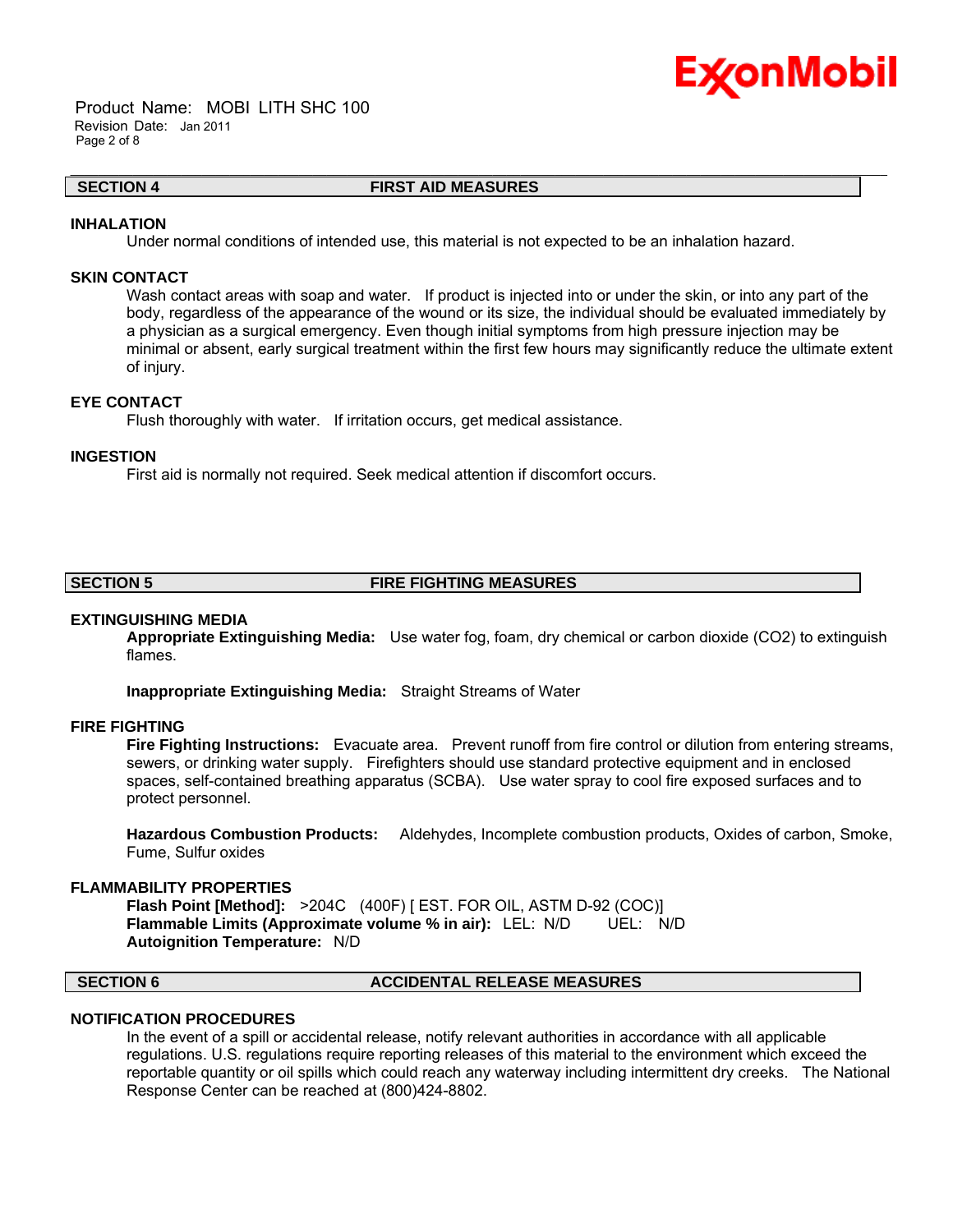## SECTION 4 FIRST AID MEASURES

### INHALATION

Under normal conditions of intended use, this material is not expected to be an inhalation hazard.

### SKIN CONTACT

Wash contact areas with soap and water. If product is injected into or under the skin, or into any part of the body, regardless of the appearance of the wound or its size, the individual should be evaluated immediately by a physician as a surgical emergency. Even though initial symptoms from high pressure injection may be minimal or absent, early surgical treatment within the first few hours may significantly reduce the ultimate extent of injury.

### EYE CONTACT

Flush thoroughly with water. If irritation occurs, get medical assistance.

### INGESTION

First aid is normally not required. Seek medical attention if discomfort occurs.

## SECTION 5 FIRE FIGHTING MEASURES

### EXTINGUISHING MEDIA

**Appropriate Extinguishing Media:** Use water fog, foam, dry chemical or carbon dioxide ($CO_2$) to extinguish flames.

**Inappropriate Extinguishing Media:** Straight Streams of Water

### FIRE FIGHTING

**Fire Fighting Instructions:** Evacuate area. Prevent runoff from fire control or dilution from entering streams, sewers, or drinking water supply. Firefighters should use standard protective equipment and in enclosed spaces, self-contained breathing apparatus (SCBA). Use water spray to cool fire exposed surfaces and to protect personnel.

**Hazardous Combustion Products:** Aldehydes, Incomplete combustion products, Oxides of carbon, Smoke, Fume, Sulfur oxides

### FLAMMABILITY PROPERTIES

**Flash Point [Method]:** >204C (400F) [ EST. FOR OIL, ASTM D-92 (COC)]
**Flammable Limits (Approximate volume % in air):** LEL: N/D UEL: N/D
**Autoignition Temperature:** N/D

## SECTION 6 ACCIDENTAL RELEASE MEASURES

### NOTIFICATION PROCEDURES

In the event of a spill or accidental release, notify relevant authorities in accordance with all applicable regulations. U.S. regulations require reporting releases of this material to the environment which exceed the reportable quantity or oil spills which could reach any waterway including intermittent dry creeks. The National Response Center can be reached at (800)424-8802.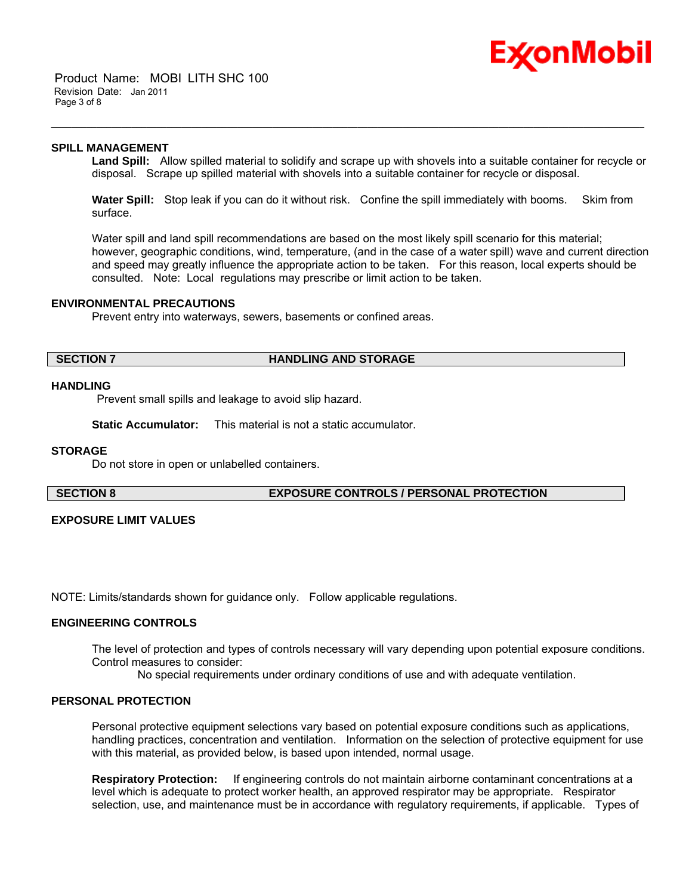### SPILL MANAGEMENT

**Land Spill:** Allow spilled material to solidify and scrape up with shovels into a suitable container for recycle or disposal. Scrape up spilled material with shovels into a suitable container for recycle or disposal.

**Water Spill:** Stop leak if you can do it without risk. Confine the spill immediately with booms. Skim from surface.

Water spill and land spill recommendations are based on the most likely spill scenario for this material; however, geographic conditions, wind, temperature, (and in the case of a water spill) wave and current direction and speed may greatly influence the appropriate action to be taken. For this reason, local experts should be consulted. Note: Local regulations may prescribe or limit action to be taken.

### ENVIRONMENTAL PRECAUTIONS

Prevent entry into waterways, sewers, basements or confined areas.

## SECTION 7 HANDLING AND STORAGE

### HANDLING

Prevent small spills and leakage to avoid slip hazard.

**Static Accumulator:** This material is not a static accumulator.

### STORAGE

Do not store in open or unlabelled containers.

## SECTION 8 EXPOSURE CONTROLS / PERSONAL PROTECTION

### EXPOSURE LIMIT VALUES

NOTE: Limits/standards shown for guidance only. Follow applicable regulations.

### ENGINEERING CONTROLS

The level of protection and types of controls necessary will vary depending upon potential exposure conditions. Control measures to consider:

No special requirements under ordinary conditions of use and with adequate ventilation.

### PERSONAL PROTECTION

Personal protective equipment selections vary based on potential exposure conditions such as applications, handling practices, concentration and ventilation. Information on the selection of protective equipment for use with this material, as provided below, is based upon intended, normal usage.

**Respiratory Protection:** If engineering controls do not maintain airborne contaminant concentrations at a level which is adequate to protect worker health, an approved respirator may be appropriate. Respirator selection, use, and maintenance must be in accordance with regulatory requirements, if applicable. Types of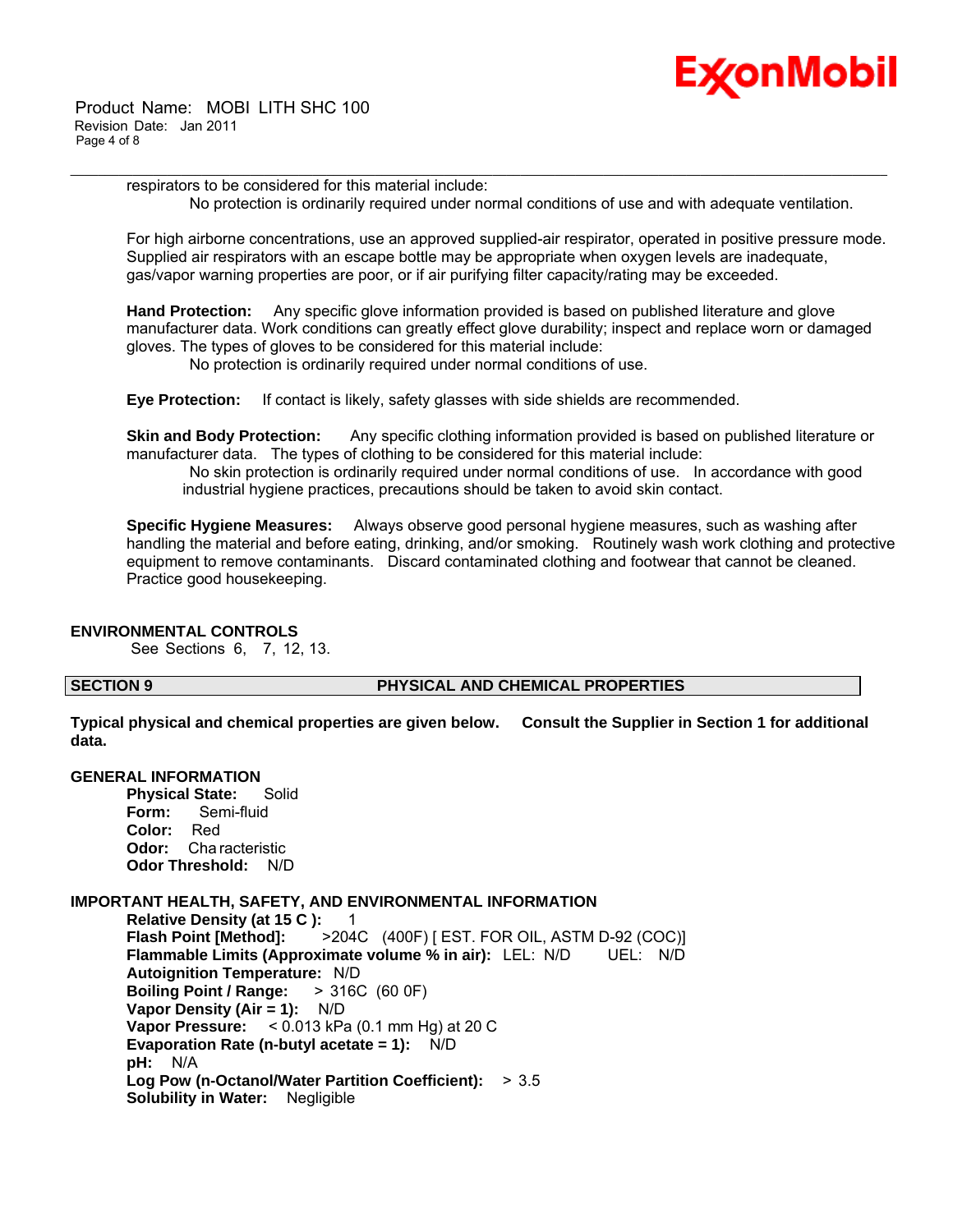respirators to be considered for this material include:

No protection is ordinarily required under normal conditions of use and with adequate ventilation.

For high airborne concentrations, use an approved supplied-air respirator, operated in positive pressure mode. Supplied air respirators with an escape bottle may be appropriate when oxygen levels are inadequate, gas/vapor warning properties are poor, or if air purifying filter capacity/rating may be exceeded.

**Hand Protection:** Any specific glove information provided is based on published literature and glove manufacturer data. Work conditions can greatly effect glove durability; inspect and replace worn or damaged gloves. The types of gloves to be considered for this material include:

No protection is ordinarily required under normal conditions of use.

**Eye Protection:** If contact is likely, safety glasses with side shields are recommended.

**Skin and Body Protection:** Any specific clothing information provided is based on published literature or manufacturer data. The types of clothing to be considered for this material include:

No skin protection is ordinarily required under normal conditions of use. In accordance with good industrial hygiene practices, precautions should be taken to avoid skin contact.

**Specific Hygiene Measures:** Always observe good personal hygiene measures, such as washing after handling the material and before eating, drinking, and/or smoking. Routinely wash work clothing and protective equipment to remove contaminants. Discard contaminated clothing and footwear that cannot be cleaned. Practice good housekeeping.

### ENVIRONMENTAL CONTROLS

See Sections 6, 7, 12, 13.

## SECTION 9 PHYSICAL AND CHEMICAL PROPERTIES

**Typical physical and chemical properties are given below. Consult the Supplier in Section 1 for additional data.**

### GENERAL INFORMATION

**Physical State:** Solid
**Form:** Semi-fluid
**Color:** Red
**Odor:** Characteristic
**Odor Threshold:** N/D

### IMPORTANT HEALTH, SAFETY, AND ENVIRONMENTAL INFORMATION

**Relative Density (at 15 C ):** 1
**Flash Point [Method]:** >204C (400F) [ EST. FOR OIL, ASTM D-92 (COC)]
**Flammable Limits (Approximate volume % in air):** LEL: N/D UEL: N/D
**Autoignition Temperature:** N/D
**Boiling Point / Range:** > 316C (60 0F)
**Vapor Density (Air = 1):** N/D
**Vapor Pressure:** < 0.013 kPa (0.1 mm Hg) at 20 C
**Evaporation Rate (n-butyl acetate = 1):** N/D
**pH:** N/A
**Log Pow (n-Octanol/Water Partition Coefficient):** > 3.5
**Solubility in Water:** Negligible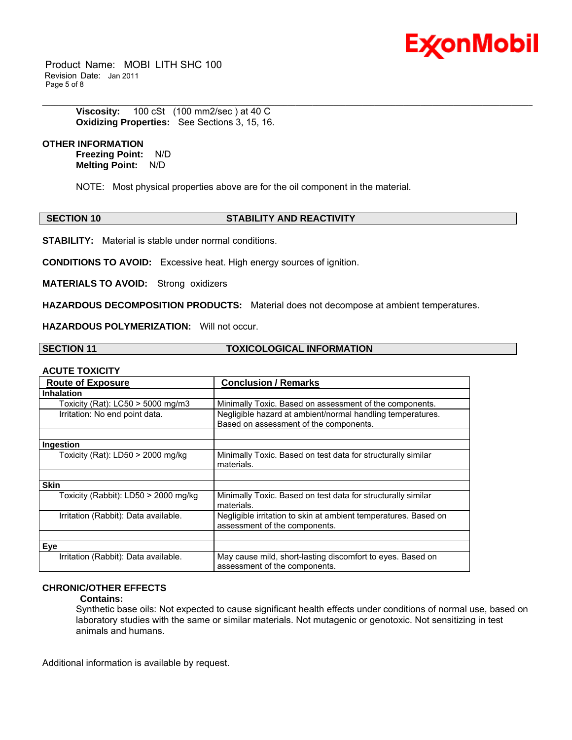**Viscosity:** 100 cSt (100 mm2/sec ) at 40 C
**Oxidizing Properties:** See Sections 3, 15, 16.

**OTHER INFORMATION**

**Freezing Point:** N/D
**Melting Point:** N/D

NOTE: Most physical properties above are for the oil component in the material.

## SECTION 10 STABILITY AND REACTIVITY

**STABILITY:** Material is stable under normal conditions.

**CONDITIONS TO AVOID:** Excessive heat. High energy sources of ignition.

**MATERIALS TO AVOID:** Strong oxidizers

**HAZARDOUS DECOMPOSITION PRODUCTS:** Material does not decompose at ambient temperatures.

**HAZARDOUS POLYMERIZATION:** Will not occur.

## SECTION 11 TOXICOLOGICAL INFORMATION

**ACUTE TOXICITY**

| Route of Exposure | Conclusion / Remarks |
|---|---|
| **Inhalation** | |
| Toxicity (Rat): LC50 > 5000 mg/m3 | Minimally Toxic. Based on assessment of the components. |
| Irritation: No end point data. | Negligible hazard at ambient/normal handling temperatures. Based on assessment of the components. |
| | |
| **Ingestion** | |
| Toxicity (Rat): LD50 > 2000 mg/kg | Minimally Toxic. Based on test data for structurally similar materials. |
| | |
| **Skin** | |
| Toxicity (Rabbit): LD50 > 2000 mg/kg | Minimally Toxic. Based on test data for structurally similar materials. |
| Irritation (Rabbit): Data available. | Negligible irritation to skin at ambient temperatures. Based on assessment of the components. |
| | |
| **Eye** | |
| Irritation (Rabbit): Data available. | May cause mild, short-lasting discomfort to eyes. Based on assessment of the components. |

**CHRONIC/OTHER EFFECTS**

**Contains:**

Synthetic base oils: Not expected to cause significant health effects under conditions of normal use, based on laboratory studies with the same or similar materials. Not mutagenic or genotoxic. Not sensitizing in test animals and humans.

Additional information is available by request.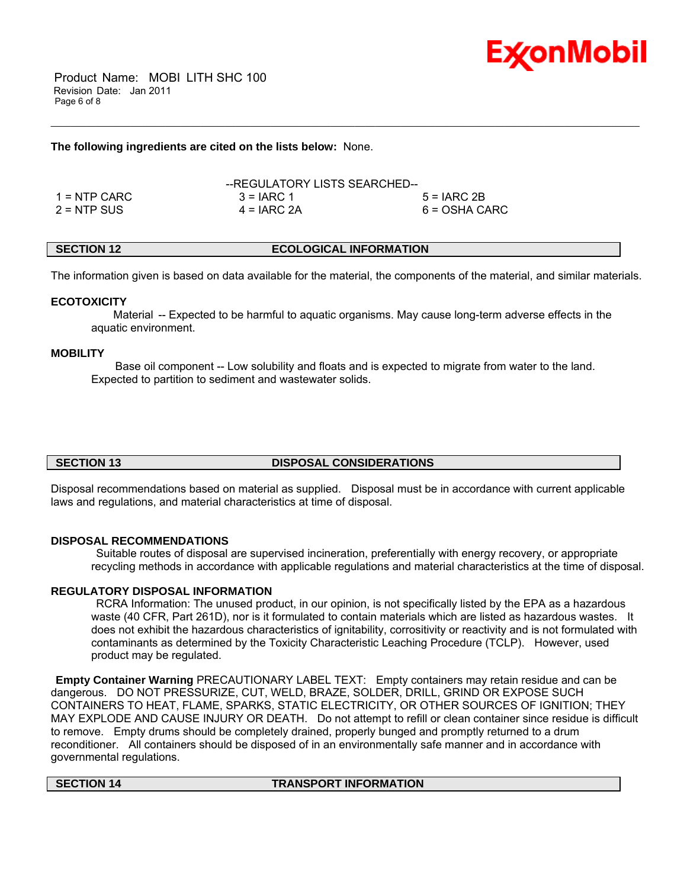**The following ingredients are cited on the lists below:** None.

--REGULATORY LISTS SEARCHED--

| | | |
|---|---|---|
| 1 = NTP CARC | 3 = IARC 1 | 5 = IARC 2B |
| 2 = NTP SUS | 4 = IARC 2A | 6 = OSHA CARC |

## SECTION 12 ECOLOGICAL INFORMATION

The information given is based on data available for the material, the components of the material, and similar materials.

### ECOTOXICITY

Material -- Expected to be harmful to aquatic organisms. May cause long-term adverse effects in the aquatic environment.

### MOBILITY

Base oil component -- Low solubility and floats and is expected to migrate from water to the land. Expected to partition to sediment and wastewater solids.

## SECTION 13 DISPOSAL CONSIDERATIONS

Disposal recommendations based on material as supplied. Disposal must be in accordance with current applicable laws and regulations, and material characteristics at time of disposal.

### DISPOSAL RECOMMENDATIONS

Suitable routes of disposal are supervised incineration, preferentially with energy recovery, or appropriate recycling methods in accordance with applicable regulations and material characteristics at the time of disposal.

### REGULATORY DISPOSAL INFORMATION

RCRA Information: The unused product, in our opinion, is not specifically listed by the EPA as a hazardous waste (40 CFR, Part 261D), nor is it formulated to contain materials which are listed as hazardous wastes. It does not exhibit the hazardous characteristics of ignitability, corrositivity or reactivity and is not formulated with contaminants as determined by the Toxicity Characteristic Leaching Procedure (TCLP). However, used product may be regulated.

**Empty Container Warning** PRECAUTIONARY LABEL TEXT: Empty containers may retain residue and can be dangerous. DO NOT PRESSURIZE, CUT, WELD, BRAZE, SOLDER, DRILL, GRIND OR EXPOSE SUCH CONTAINERS TO HEAT, FLAME, SPARKS, STATIC ELECTRICITY, OR OTHER SOURCES OF IGNITION; THEY MAY EXPLODE AND CAUSE INJURY OR DEATH. Do not attempt to refill or clean container since residue is difficult to remove. Empty drums should be completely drained, properly bunged and promptly returned to a drum reconditioner. All containers should be disposed of in an environmentally safe manner and in accordance with governmental regulations.

## SECTION 14 TRANSPORT INFORMATION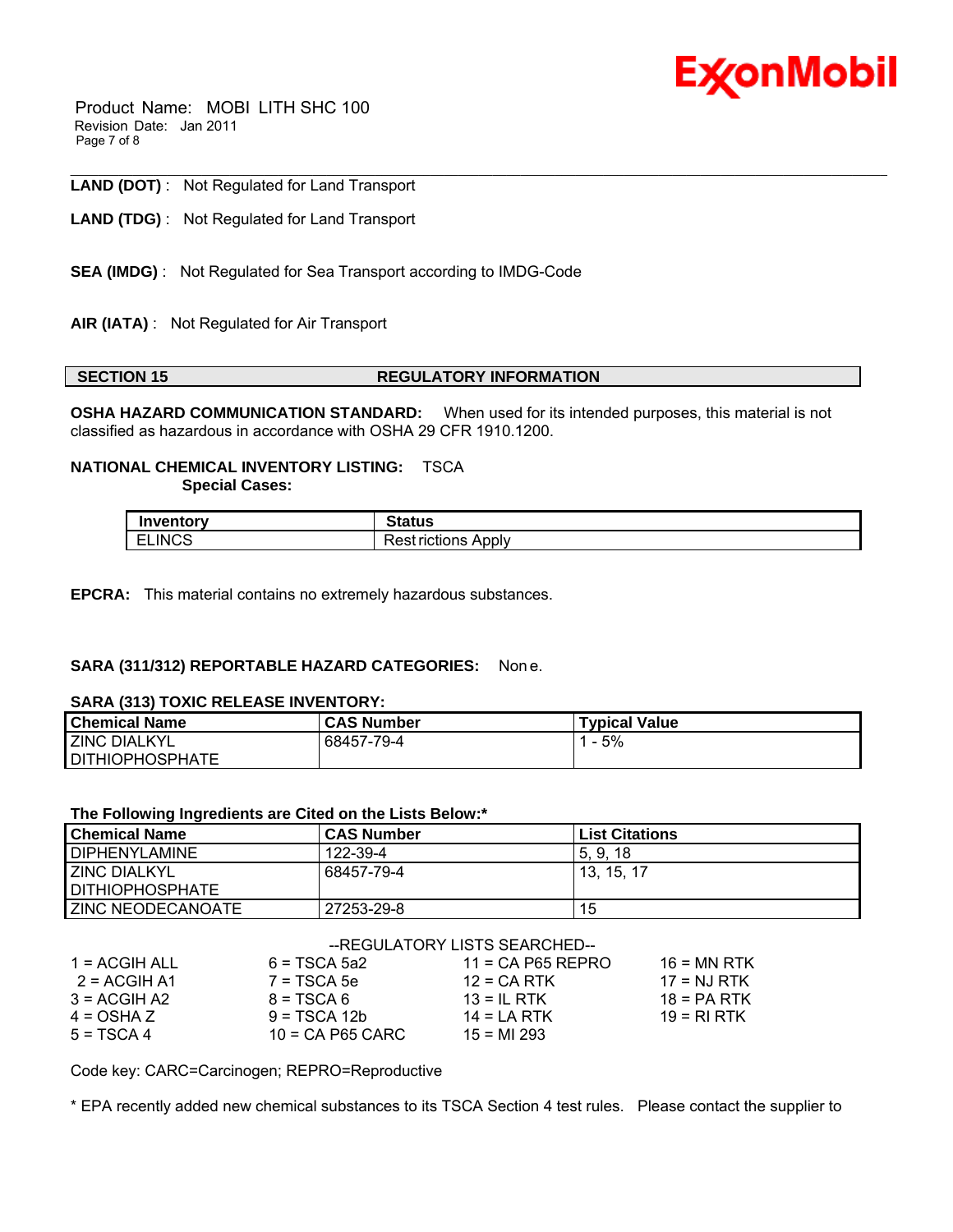**LAND (DOT)** : Not Regulated for Land Transport

**LAND (TDG)** : Not Regulated for Land Transport

**SEA (IMDG)** : Not Regulated for Sea Transport according to IMDG-Code

**AIR (IATA)** : Not Regulated for Air Transport

## SECTION 15 REGULATORY INFORMATION

**OSHA HAZARD COMMUNICATION STANDARD:** When used for its intended purposes, this material is not classified as hazardous in accordance with OSHA 29 CFR 1910.1200.

**NATIONAL CHEMICAL INVENTORY LISTING:** TSCA

**Special Cases:**

| Inventory | Status |
|---|---|
| ELINCS | Restrictions Apply |

**EPCRA:** This material contains no extremely hazardous substances.

**SARA (311/312) REPORTABLE HAZARD CATEGORIES:** None.

**SARA (313) TOXIC RELEASE INVENTORY:**

| Chemical Name | CAS Number | Typical Value |
|---|---|---|
| ZINC DIALKYL DITHIOPHOSPHATE | 68457-79-4 | 1 - 5% |

**The Following Ingredients are Cited on the Lists Below:***

| Chemical Name | CAS Number | List Citations |
|---|---|---|
| DIPHENYLAMINE | 122-39-4 | 5, 9, 18 |
| ZINC DIALKYL DITHIOPHOSPHATE | 68457-79-4 | 13, 15, 17 |
| ZINC NEODECANOATE | 27253-29-8 | 15 |

--REGULATORY LISTS SEARCHED--

| | | | |
|---|---|---|---|
| 1 = ACGIH ALL | 6 = TSCA 5a2 | 11 = CA P65 REPRO | 16 = MN RTK |
| 2 = ACGIH A1 | 7 = TSCA 5e | 12 = CA RTK | 17 = NJ RTK |
| 3 = ACGIH A2 | 8 = TSCA 6 | 13 = IL RTK | 18 = PA RTK |
| 4 = OSHA Z | 9 = TSCA 12b | 14 = LA RTK | 19 = RI RTK |
| 5 = TSCA 4 | 10 = CA P65 CARC | 15 = MI 293 | |

Code key: CARC=Carcinogen; REPRO=Reproductive

* EPA recently added new chemical substances to its TSCA Section 4 test rules. Please contact the supplier to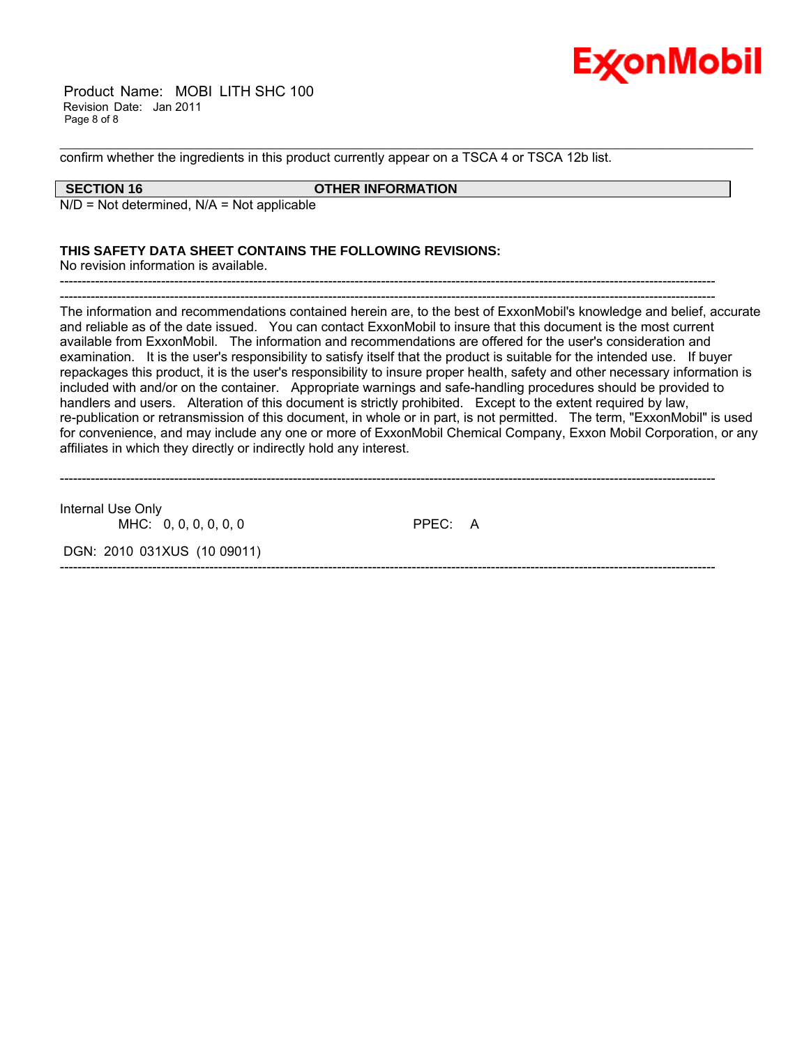confirm whether the ingredients in this product currently appear on a TSCA 4 or TSCA 12b list.

## SECTION 16 OTHER INFORMATION

N/D = Not determined, N/A = Not applicable

**THIS SAFETY DATA SHEET CONTAINS THE FOLLOWING REVISIONS:**

No revision information is available.

---

---

The information and recommendations contained herein are, to the best of ExxonMobil's knowledge and belief, accurate and reliable as of the date issued. You can contact ExxonMobil to insure that this document is the most current available from ExxonMobil. The information and recommendations are offered for the user's consideration and examination. It is the user's responsibility to satisfy itself that the product is suitable for the intended use. If buyer repackages this product, it is the user's responsibility to insure proper health, safety and other necessary information is included with and/or on the container. Appropriate warnings and safe-handling procedures should be provided to handlers and users. Alteration of this document is strictly prohibited. Except to the extent required by law, re-publication or retransmission of this document, in whole or in part, is not permitted. The term, "ExxonMobil" is used for convenience, and may include any one or more of ExxonMobil Chemical Company, Exxon Mobil Corporation, or any affiliates in which they directly or indirectly hold any interest.

---

Internal Use Only

MHC: 0, 0, 0, 0, 0, 0 PPEC: A

DGN: 2010 031XUS (10 09011)

---